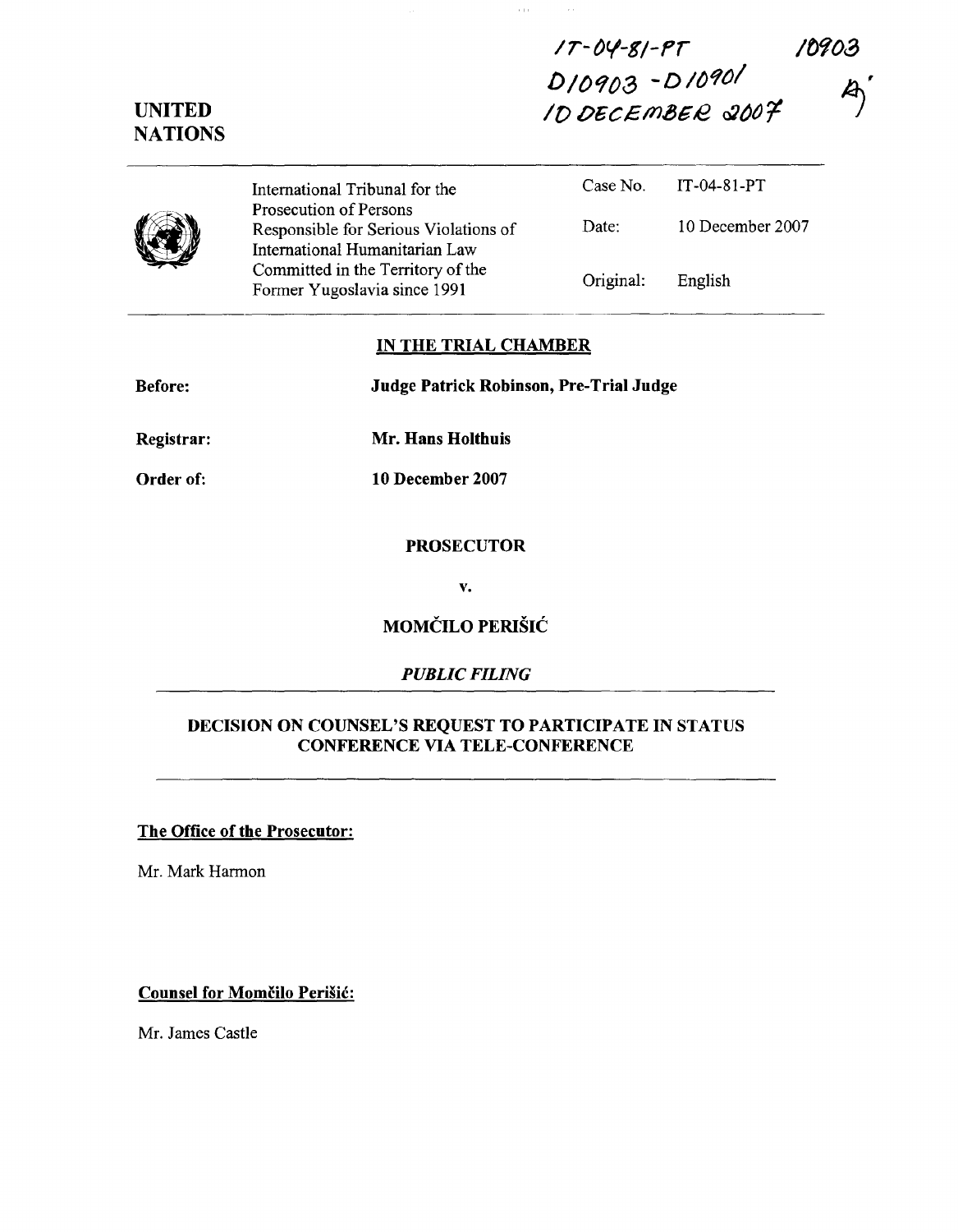IT-04-81-PT 10903
D10903 - D10901
10 DECEMBER 2007

**UNITED NATIONS**

| International Tribunal for the Prosecution of Persons Responsible for Serious Violations of International Humanitarian Law Committed in the Territory of the Former Yugoslavia since 1991 | Case No. | IT-04-81-PT |
|---|---|---|
| | Date: | 10 December 2007 |
| | Original: | English |

## IN THE TRIAL CHAMBER

**Before:** **Judge Patrick Robinson, Pre-Trial Judge**

**Registrar:** **Mr. Hans Holthuis**

**Order of:** **10 December 2007**

**PROSECUTOR**

**v.**

**MOMČILO PERIŠIĆ**

***PUBLIC FILING***

## DECISION ON COUNSEL'S REQUEST TO PARTICIPATE IN STATUS CONFERENCE VIA TELE-CONFERENCE

**The Office of the Prosecutor:**

Mr. Mark Harmon

**Counsel for Momčilo Perišić:**

Mr. James Castle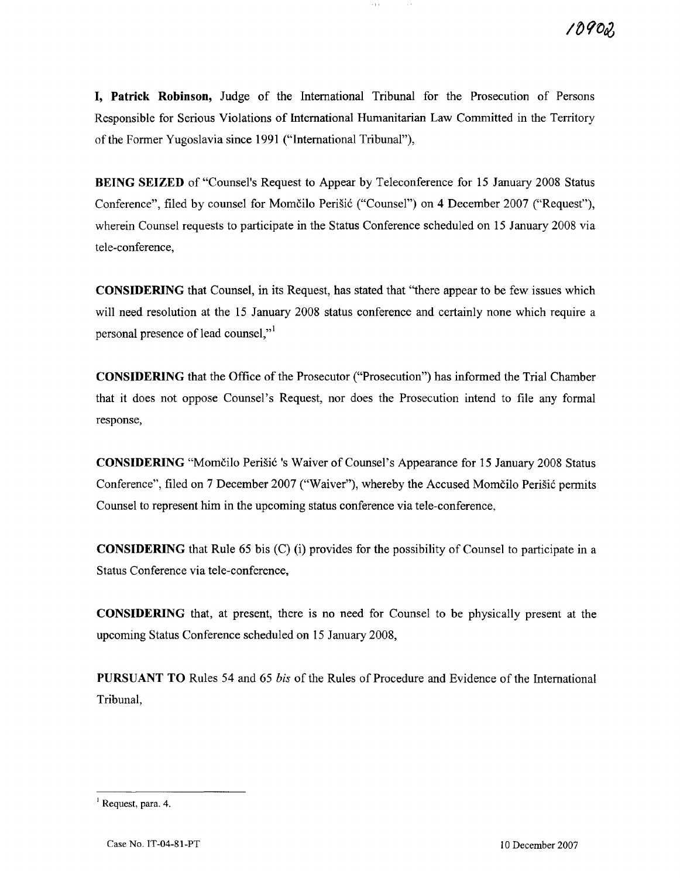**I, Patrick Robinson,** Judge of the International Tribunal for the Prosecution of Persons Responsible for Serious Violations of International Humanitarian Law Committed in the Territory of the Former Yugoslavia since 1991 ("International Tribunal"),

**BEING SEIZED** of "Counsel's Request to Appear by Teleconference for 15 January 2008 Status Conference", filed by counsel for Momčilo Perišić ("Counsel") on 4 December 2007 ("Request"), wherein Counsel requests to participate in the Status Conference scheduled on 15 January 2008 via tele-conference,

**CONSIDERING** that Counsel, in its Request, has stated that "there appear to be few issues which will need resolution at the 15 January 2008 status conference and certainly none which require a personal presence of lead counsel,"[1]

**CONSIDERING** that the Office of the Prosecutor ("Prosecution") has informed the Trial Chamber that it does not oppose Counsel's Request, nor does the Prosecution intend to file any formal response,

**CONSIDERING** "Momčilo Perišić 's Waiver of Counsel's Appearance for 15 January 2008 Status Conference", filed on 7 December 2007 ("Waiver"), whereby the Accused Momčilo Perišić permits Counsel to represent him in the upcoming status conference via tele-conference,

**CONSIDERING** that Rule 65 bis (C) (i) provides for the possibility of Counsel to participate in a Status Conference via tele-conference,

**CONSIDERING** that, at present, there is no need for Counsel to be physically present at the upcoming Status Conference scheduled on 15 January 2008,

**PURSUANT TO** Rules 54 and 65 *bis* of the Rules of Procedure and Evidence of the International Tribunal,

---

[1] Request, para. 4.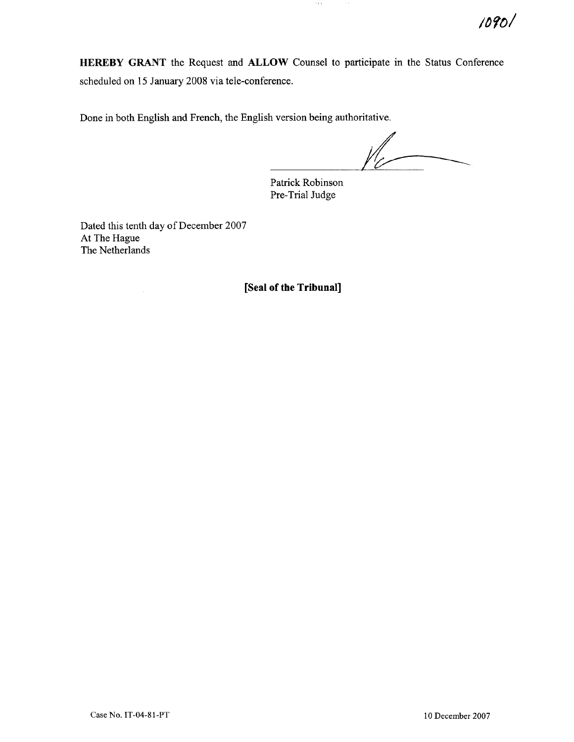**HEREBY GRANT** the Request and **ALLOW** Counsel to participate in the Status Conference scheduled on 15 January 2008 via tele-conference.

Done in both English and French, the English version being authoritative.

Patrick Robinson
Pre-Trial Judge

Dated this tenth day of December 2007
At The Hague
The Netherlands

**[Seal of the Tribunal]**